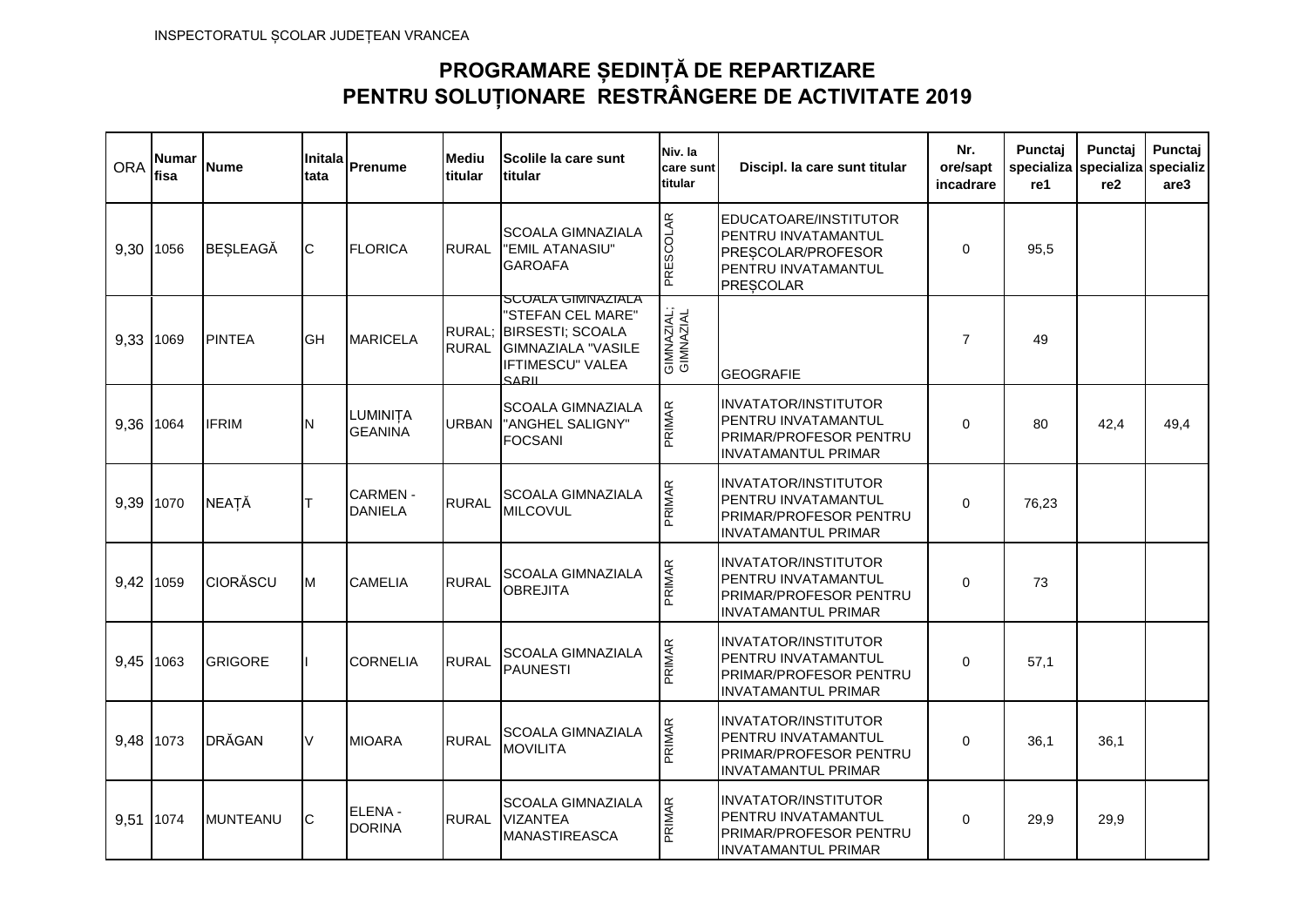INSPECTORATUL ȘCOLAR JUDEȚEAN VRANCEA

# PROGRAMARE ȘEDINȚĂ DE REPARTIZARE
# PENTRU SOLUȚIONARE RESTRÂNGERE DE ACTIVITATE 2019

| ORA | Numar fisa | Nume | Initala tata | Prenume | Mediu titular | Scolile la care sunt titular | Niv. la care sunt titular | Discipl. la care sunt titular | Nr. ore/sapt incadrare | Punctaj specializare1 | Punctaj specializare2 | Punctaj specializare3 |
|---|---|---|---|---|---|---|---|---|---|---|---|---|
| 9,30 | 1056 | BEȘLEAGĂ | C | FLORICA | RURAL | SCOALA GIMNAZIALA "EMIL ATANASIU" GAROAFA | PRESCOLAR | EDUCATOARE/INSTITUTOR PENTRU INVATAMANTUL PREȘCOLAR/PROFESOR PENTRU INVATAMANTUL PREȘCOLAR | 0 | 95,5 | | |
| 9,33 | 1069 | PINTEA | GH | MARICELA | RURAL; RURAL | SCOALA GIMNAZIALA "STEFAN CEL MARE" BIRSESTI; SCOALA GIMNAZIALA "VASILE IFTIMESCU" VALEA SARII | GIMNAZIAL; GIMNAZIAL | GEOGRAFIE | 7 | 49 | | |
| 9,36 | 1064 | IFRIM | N | LUMINIȚA GEANINA | URBAN | SCOALA GIMNAZIALA "ANGHEL SALIGNY" FOCSANI | PRIMAR | INVATATOR/INSTITUTOR PENTRU INVATAMANTUL PRIMAR/PROFESOR PENTRU INVATAMANTUL PRIMAR | 0 | 80 | 42,4 | 49,4 |
| 9,39 | 1070 | NEAȚĂ | T | CARMEN - DANIELA | RURAL | SCOALA GIMNAZIALA MILCOVUL | PRIMAR | INVATATOR/INSTITUTOR PENTRU INVATAMANTUL PRIMAR/PROFESOR PENTRU INVATAMANTUL PRIMAR | 0 | 76,23 | | |
| 9,42 | 1059 | CIORĂSCU | M | CAMELIA | RURAL | SCOALA GIMNAZIALA OBREJITA | PRIMAR | INVATATOR/INSTITUTOR PENTRU INVATAMANTUL PRIMAR/PROFESOR PENTRU INVATAMANTUL PRIMAR | 0 | 73 | | |
| 9,45 | 1063 | GRIGORE | I | CORNELIA | RURAL | SCOALA GIMNAZIALA PAUNESTI | PRIMAR | INVATATOR/INSTITUTOR PENTRU INVATAMANTUL PRIMAR/PROFESOR PENTRU INVATAMANTUL PRIMAR | 0 | 57,1 | | |
| 9,48 | 1073 | DRĂGAN | V | MIOARA | RURAL | SCOALA GIMNAZIALA MOVILITA | PRIMAR | INVATATOR/INSTITUTOR PENTRU INVATAMANTUL PRIMAR/PROFESOR PENTRU INVATAMANTUL PRIMAR | 0 | 36,1 | 36,1 | |
| 9,51 | 1074 | MUNTEANU | C | ELENA - DORINA | RURAL | SCOALA GIMNAZIALA VIZANTEA MANASTIREASCA | PRIMAR | INVATATOR/INSTITUTOR PENTRU INVATAMANTUL PRIMAR/PROFESOR PENTRU INVATAMANTUL PRIMAR | 0 | 29,9 | 29,9 | |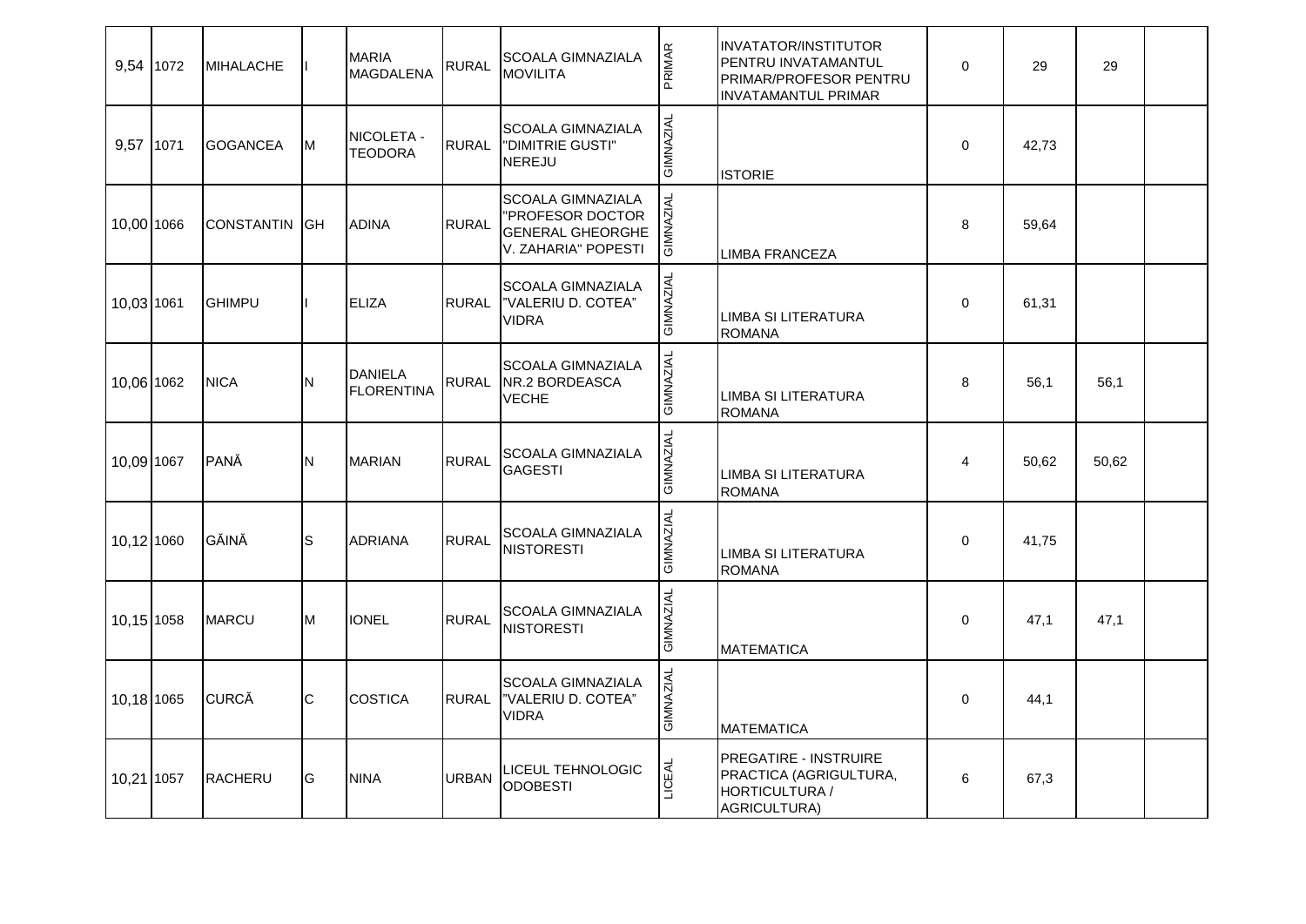| | | | | | | | | | | | | |
|---|---|---|---|---|---|---|---|---|---|---|---|---|
| 9,54 | 1072 | MIHALACHE | I | MARIA MAGDALENA | RURAL | SCOALA GIMNAZIALA MOVILITA | PRIMAR | INVATATOR/INSTITUTOR PENTRU INVATAMANTUL PRIMAR/PROFESOR PENTRU INVATAMANTUL PRIMAR | 0 | 29 | 29 | |
| 9,57 | 1071 | GOGANCEA | M | NICOLETA - TEODORA | RURAL | SCOALA GIMNAZIALA "DIMITRIE GUSTI" NEREJU | GIMNAZIAL | ISTORIE | 0 | 42,73 | | |
| 10,00 | 1066 | CONSTANTIN | GH | ADINA | RURAL | SCOALA GIMNAZIALA "PROFESOR DOCTOR GENERAL GHEORGHE V. ZAHARIA" POPESTI | GIMNAZIAL | LIMBA FRANCEZA | 8 | 59,64 | | |
| 10,03 | 1061 | GHIMPU | I | ELIZA | RURAL | SCOALA GIMNAZIALA "VALERIU D. COTEA" VIDRA | GIMNAZIAL | LIMBA SI LITERATURA ROMANA | 0 | 61,31 | | |
| 10,06 | 1062 | NICA | N | DANIELA FLORENTINA | RURAL | SCOALA GIMNAZIALA NR.2 BORDEASCA VECHE | GIMNAZIAL | LIMBA SI LITERATURA ROMANA | 8 | 56,1 | 56,1 | |
| 10,09 | 1067 | PANĂ | N | MARIAN | RURAL | SCOALA GIMNAZIALA GAGESTI | GIMNAZIAL | LIMBA SI LITERATURA ROMANA | 4 | 50,62 | 50,62 | |
| 10,12 | 1060 | GĂINĂ | S | ADRIANA | RURAL | SCOALA GIMNAZIALA NISTORESTI | GIMNAZIAL | LIMBA SI LITERATURA ROMANA | 0 | 41,75 | | |
| 10,15 | 1058 | MARCU | M | IONEL | RURAL | SCOALA GIMNAZIALA NISTORESTI | GIMNAZIAL | MATEMATICA | 0 | 47,1 | 47,1 | |
| 10,18 | 1065 | CURCĂ | C | COSTICA | RURAL | SCOALA GIMNAZIALA "VALERIU D. COTEA" VIDRA | GIMNAZIAL | MATEMATICA | 0 | 44,1 | | |
| 10,21 | 1057 | RACHERU | G | NINA | URBAN | LICEUL TEHNOLOGIC ODOBESTI | LICEAL | PREGATIRE - INSTRUIRE PRACTICA (AGRIGULTURA, HORTICULTURA / AGRICULTURA) | 6 | 67,3 | | |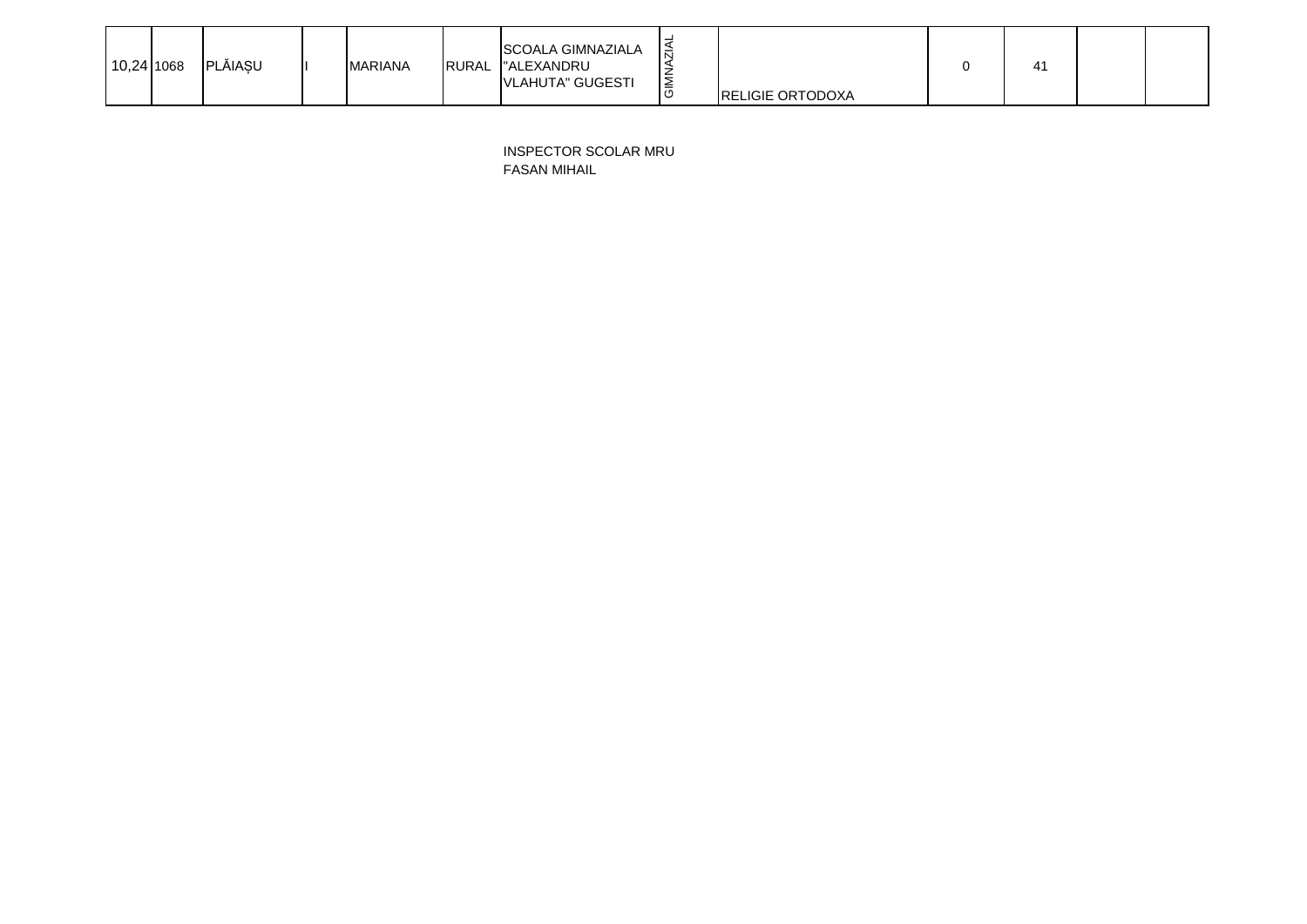| | | | | | | | | | | | | |
|---|---|---|---|---|---|---|---|---|---|---|---|---|
| 10,24 | 1068 | PLĂIAȘU | I | MARIANA | RURAL | SCOALA GIMNAZIALA "ALEXANDRU VLAHUTA" GUGESTI | GIMNAZIAL | RELIGIE ORTODOXA | 0 | 41 | | |

INSPECTOR SCOLAR MRU
FASAN MIHAIL